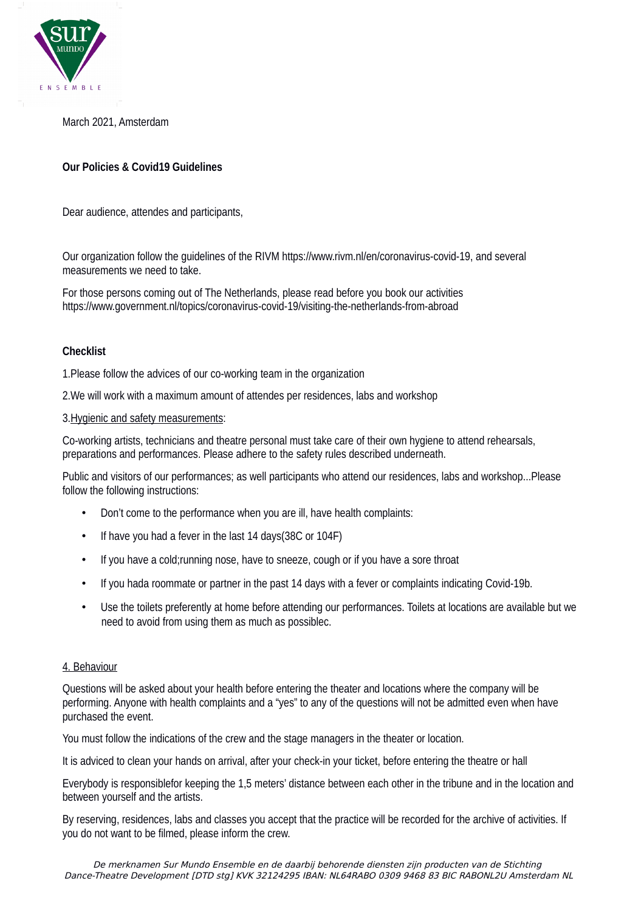March 2021, Amsterdam

**Our Policies & Covid19 Guidelines**

Dear audience, attendes and participants,

Our organization follow the guidelines of the RIVM https://www.rivm.nl/en/coronavirus-covid-19, and several measurements we need to take.

For those persons coming out of The Netherlands, please read before you book our activities https://www.government.nl/topics/coronavirus-covid-19/visiting-the-netherlands-from-abroad

**Checklist**

1.Please follow the advices of our co-working team in the organization

2.We will work with a maximum amount of attendes per residences, labs and workshop

3.Hygienic and safety measurements:

Co-working artists, technicians and theatre personal must take care of their own hygiene to attend rehearsals, preparations and performances. Please adhere to the safety rules described underneath.

Public and visitors of our performances; as well participants who attend our residences, labs and workshop...Please follow the following instructions:

- Don't come to the performance when you are ill, have health complaints:
- If have you had a fever in the last 14 days(38C or 104F)
- If you have a cold;running nose, have to sneeze, cough or if you have a sore throat
- If you hada roommate or partner in the past 14 days with a fever or complaints indicating Covid-19b.
- Use the toilets preferently at home before attending our performances. Toilets at locations are available but we need to avoid from using them as much as possiblec.

4. Behaviour

Questions will be asked about your health before entering the theater and locations where the company will be performing. Anyone with health complaints and a "yes" to any of the questions will not be admitted even when have purchased the event.

You must follow the indications of the crew and the stage managers in the theater or location.

It is adviced to clean your hands on arrival, after your check-in your ticket, before entering the theatre or hall

Everybody is responsiblefor keeping the 1,5 meters' distance between each other in the tribune and in the location and between yourself and the artists.

By reserving, residences, labs and classes you accept that the practice will be recorded for the archive of activities. If you do not want to be filmed, please inform the crew.

*De merknamen Sur Mundo Ensemble en de daarbij behorende diensten zijn producten van de Stichting Dance-Theatre Development [DTD stg] KVK 32124295 IBAN: NL64RABO 0309 9468 83 BIC RABONL2U Amsterdam NL*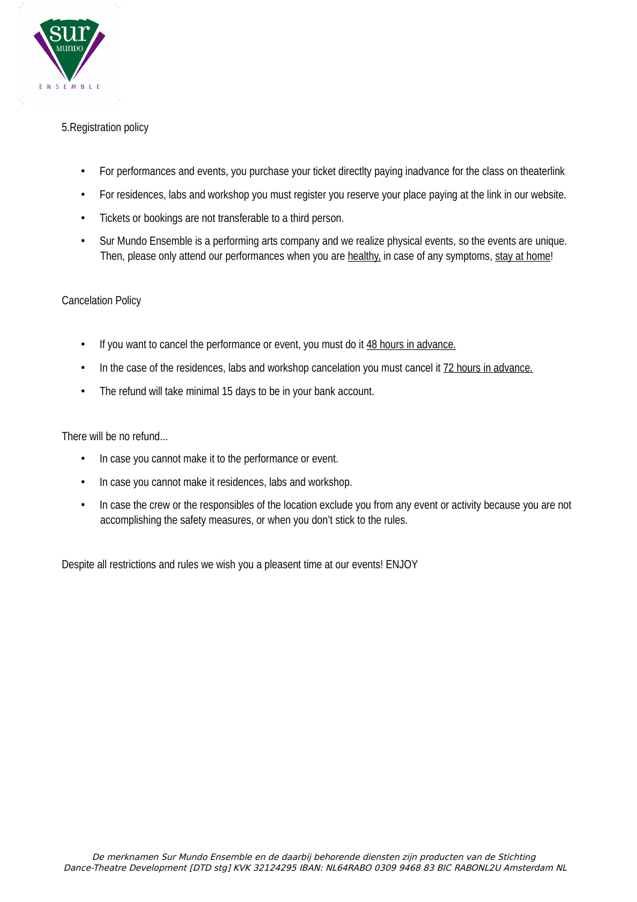5.Registration policy

- For performances and events, you purchase your ticket directlty paying inadvance for the class on theaterlink
- For residences, labs and workshop you must register you reserve your place paying at the link in our website.
- Tickets or bookings are not transferable to a third person.
- Sur Mundo Ensemble is a performing arts company and we realize physical events, so the events are unique. Then, please only attend our performances when you are healthy, in case of any symptoms, stay at home!

Cancelation Policy

- If you want to cancel the performance or event, you must do it 48 hours in advance.
- In the case of the residences, labs and workshop cancelation you must cancel it 72 hours in advance.
- The refund will take minimal 15 days to be in your bank account.

There will be no refund...

- In case you cannot make it to the performance or event.
- In case you cannot make it residences, labs and workshop.
- In case the crew or the responsibles of the location exclude you from any event or activity because you are not accomplishing the safety measures, or when you don't stick to the rules.

Despite all restrictions and rules we wish you a pleasent time at our events! ENJOY

*De merknamen Sur Mundo Ensemble en de daarbij behorende diensten zijn producten van de Stichting Dance-Theatre Development [DTD stg] KVK 32124295 IBAN: NL64RABO 0309 9468 83 BIC RABONL2U Amsterdam NL*